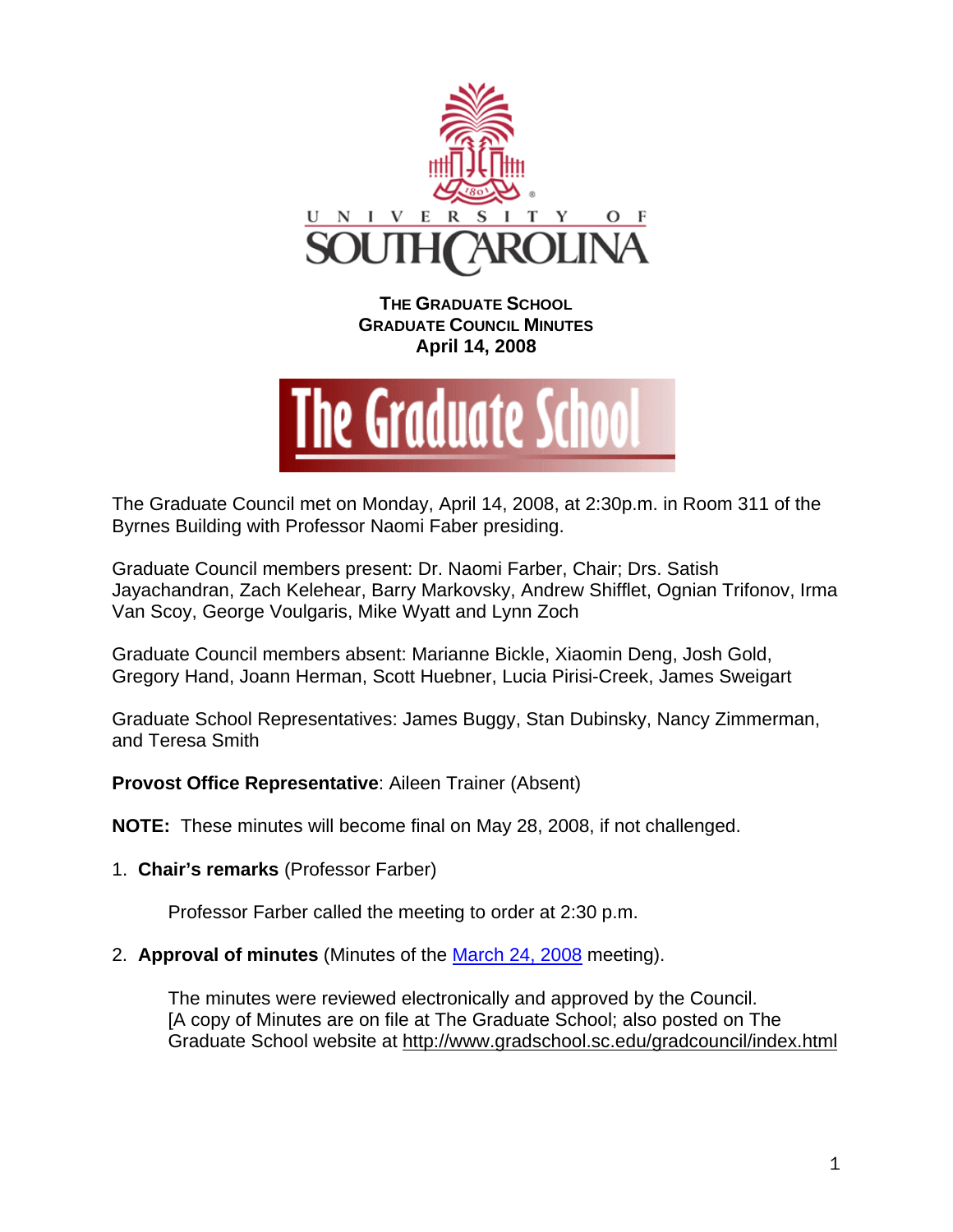# THE GRADUATE SCHOOL
## GRADUATE COUNCIL MINUTES
### April 14, 2008

The Graduate Council met on Monday, April 14, 2008, at 2:30p.m. in Room 311 of the Byrnes Building with Professor Naomi Faber presiding.

Graduate Council members present: Dr. Naomi Farber, Chair; Drs. Satish Jayachandran, Zach Kelehear, Barry Markovsky, Andrew Shifflet, Ognian Trifonov, Irma Van Scoy, George Voulgaris, Mike Wyatt and Lynn Zoch

Graduate Council members absent: Marianne Bickle, Xiaomin Deng, Josh Gold, Gregory Hand, Joann Herman, Scott Huebner, Lucia Pirisi-Creek, James Sweigart

Graduate School Representatives: James Buggy, Stan Dubinsky, Nancy Zimmerman, and Teresa Smith

**Provost Office Representative**: Aileen Trainer (Absent)

**NOTE:** These minutes will become final on May 28, 2008, if not challenged.

1. **Chair's remarks** (Professor Farber)

   Professor Farber called the meeting to order at 2:30 p.m.

2. **Approval of minutes** (Minutes of the March 24, 2008 meeting).

   The minutes were reviewed electronically and approved by the Council.
   [A copy of Minutes are on file at The Graduate School; also posted on The Graduate School website at http://www.gradschool.sc.edu/gradcouncil/index.html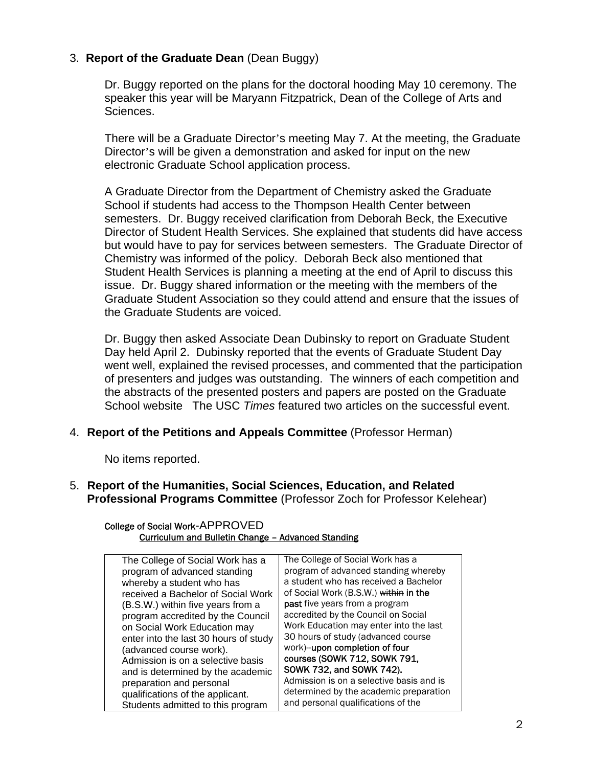3. **Report of the Graduate Dean** (Dean Buggy)

   Dr. Buggy reported on the plans for the doctoral hooding May 10 ceremony. The speaker this year will be Maryann Fitzpatrick, Dean of the College of Arts and Sciences.

   There will be a Graduate Director's meeting May 7. At the meeting, the Graduate Director's will be given a demonstration and asked for input on the new electronic Graduate School application process.

   A Graduate Director from the Department of Chemistry asked the Graduate School if students had access to the Thompson Health Center between semesters. Dr. Buggy received clarification from Deborah Beck, the Executive Director of Student Health Services. She explained that students did have access but would have to pay for services between semesters. The Graduate Director of Chemistry was informed of the policy. Deborah Beck also mentioned that Student Health Services is planning a meeting at the end of April to discuss this issue. Dr. Buggy shared information or the meeting with the members of the Graduate Student Association so they could attend and ensure that the issues of the Graduate Students are voiced.

   Dr. Buggy then asked Associate Dean Dubinsky to report on Graduate Student Day held April 2. Dubinsky reported that the events of Graduate Student Day went well, explained the revised processes, and commented that the participation of presenters and judges was outstanding. The winners of each competition and the abstracts of the presented posters and papers are posted on the Graduate School website The USC *Times* featured two articles on the successful event.

4. **Report of the Petitions and Appeals Committee** (Professor Herman)

   No items reported.

5. **Report of the Humanities, Social Sciences, Education, and Related Professional Programs Committee** (Professor Zoch for Professor Kelehear)

College of Social Work-APPROVED

<u>Curriculum and Bulletin Change – Advanced Standing</u>

| | |
|---|---|
| The College of Social Work has a program of advanced standing whereby a student who has received a Bachelor of Social Work (B.S.W.) within five years from a program accredited by the Council on Social Work Education may enter into the last 30 hours of study (advanced course work). Admission is on a selective basis and is determined by the academic preparation and personal qualifications of the applicant. Students admitted to this program | The College of Social Work has a program of advanced standing whereby a student who has received a Bachelor of Social Work (B.S.W.) ~~within~~ **in the past** five years from a program accredited by the Council on Social Work Education may enter into the last 30 hours of study (advanced course work)–**upon completion of four courses (SOWK 712, SOWK 791, SOWK 732, and SOWK 742).** Admission is on a selective basis and is determined by the academic preparation and personal qualifications of the |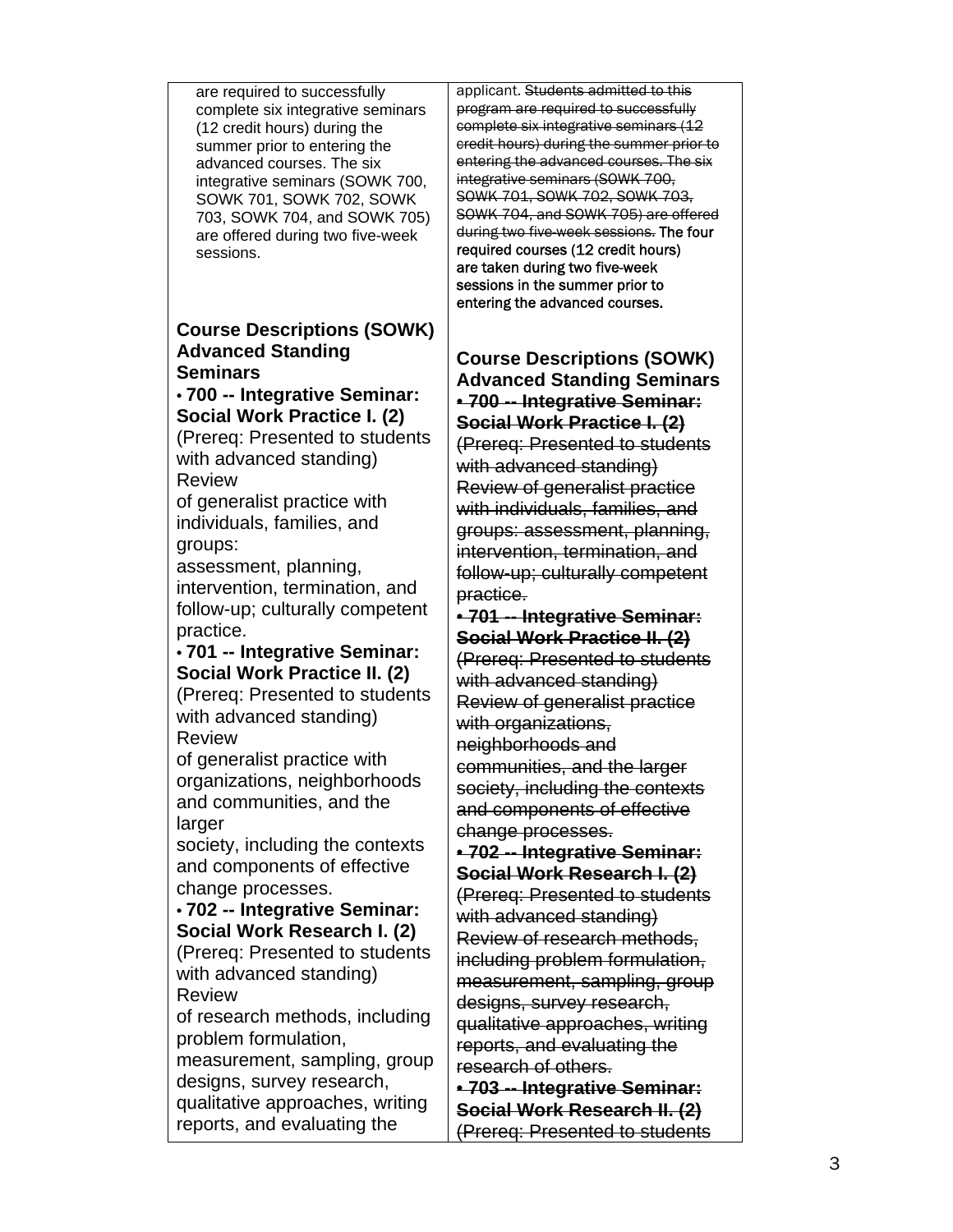| | |
|---|---|
| are required to successfully complete six integrative seminars (12 credit hours) during the summer prior to entering the advanced courses. The six integrative seminars (SOWK 700, SOWK 701, SOWK 702, SOWK 703, SOWK 704, and SOWK 705) are offered during two five-week sessions. | applicant. ~~Students admitted to this program are required to successfully complete six integrative seminars (12 credit hours) during the summer prior to entering the advanced courses. The six integrative seminars (SOWK 700, SOWK 701, SOWK 702, SOWK 703, SOWK 704, and SOWK 705) are offered during two five-week sessions.~~ The four required courses (12 credit hours) are taken during two five-week sessions in the summer prior to entering the advanced courses. |
| **Course Descriptions (SOWK) Advanced Standing Seminars**<br>• **700 -- Integrative Seminar: Social Work Practice I. (2)**<br>(Prereq: Presented to students with advanced standing) Review of generalist practice with individuals, families, and groups: assessment, planning, intervention, termination, and follow-up; culturally competent practice.<br>• **701 -- Integrative Seminar: Social Work Practice II. (2)**<br>(Prereq: Presented to students with advanced standing) Review of generalist practice with organizations, neighborhoods and communities, and the larger society, including the contexts and components of effective change processes.<br>• **702 -- Integrative Seminar: Social Work Research I. (2)**<br>(Prereq: Presented to students with advanced standing) Review of research methods, including problem formulation, measurement, sampling, group designs, survey research, qualitative approaches, writing reports, and evaluating the | **Course Descriptions (SOWK) Advanced Standing Seminars**<br>~~• **700 -- Integrative Seminar: Social Work Practice I. (2)**~~<br>~~(Prereq: Presented to students with advanced standing) Review of generalist practice with individuals, families, and groups: assessment, planning, intervention, termination, and follow-up; culturally competent practice.~~<br>~~• **701 -- Integrative Seminar: Social Work Practice II. (2)**~~<br>~~(Prereq: Presented to students with advanced standing) Review of generalist practice with organizations, neighborhoods and communities, and the larger society, including the contexts and components of effective change processes.~~<br>~~• **702 -- Integrative Seminar: Social Work Research I. (2)**~~<br>~~(Prereq: Presented to students with advanced standing) Review of research methods, including problem formulation, measurement, sampling, group designs, survey research, qualitative approaches, writing reports, and evaluating the research of others.~~<br>~~• **703 -- Integrative Seminar: Social Work Research II. (2)**~~<br>~~(Prereq: Presented to students~~ |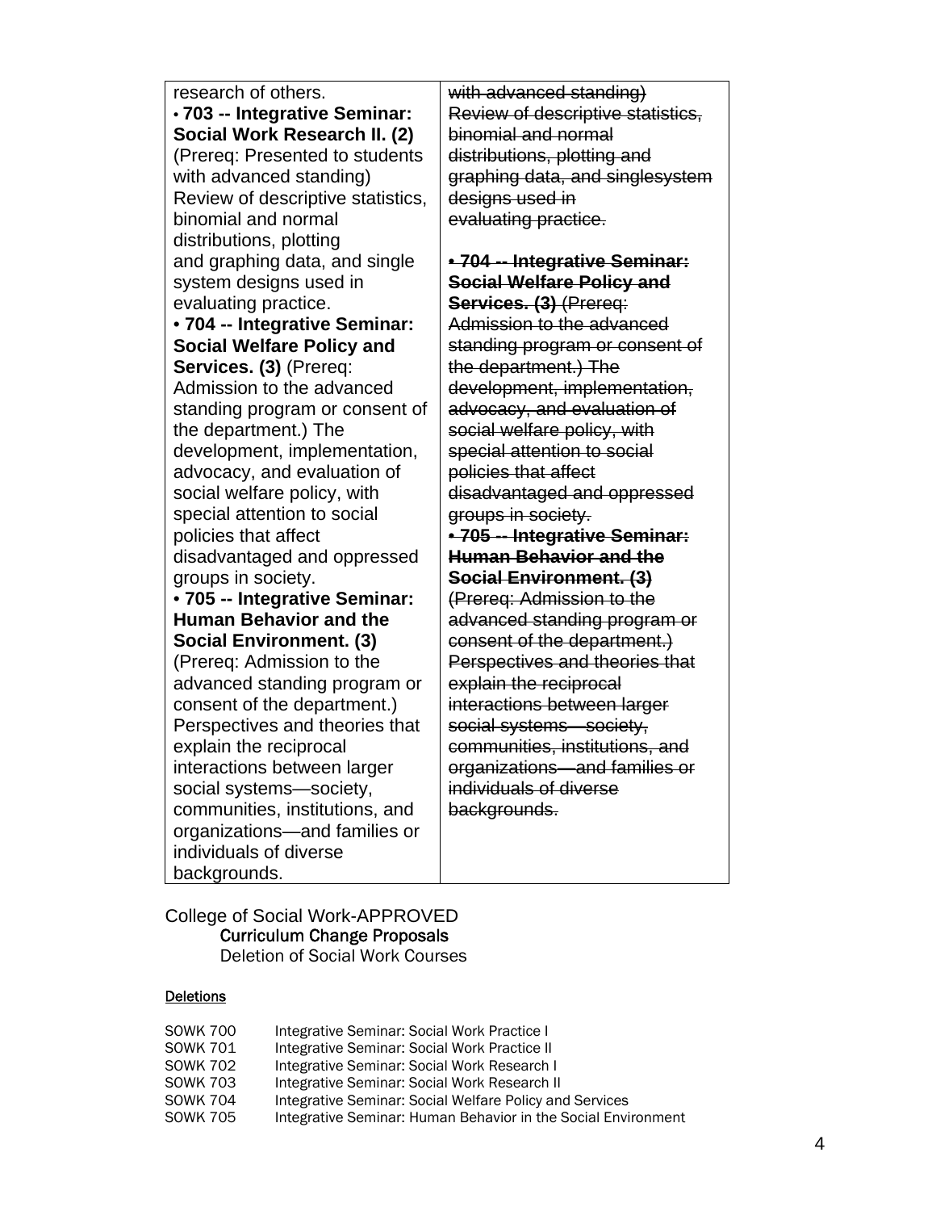| | |
|---|---|
| research of others.<br>• **703 -- Integrative Seminar: Social Work Research II. (2)** (Prereq: Presented to students with advanced standing) Review of descriptive statistics, binomial and normal distributions, plotting and graphing data, and single system designs used in evaluating practice.<br>• **704 -- Integrative Seminar: Social Welfare Policy and Services. (3)** (Prereq: Admission to the advanced standing program or consent of the department.) The development, implementation, advocacy, and evaluation of social welfare policy, with special attention to social policies that affect disadvantaged and oppressed groups in society.<br>• **705 -- Integrative Seminar: Human Behavior and the Social Environment. (3)** (Prereq: Admission to the advanced standing program or consent of the department.) Perspectives and theories that explain the reciprocal interactions between larger social systems—society, communities, institutions, and organizations—and families or individuals of diverse backgrounds. | ~~with advanced standing) Review of descriptive statistics, binomial and normal distributions, plotting and graphing data, and singlesystem designs used in evaluating practice.~~<br><br>~~• **704 -- Integrative Seminar: Social Welfare Policy and Services. (3)** (Prereq: Admission to the advanced standing program or consent of the department.) The development, implementation, advocacy, and evaluation of social welfare policy, with special attention to social policies that affect disadvantaged and oppressed groups in society.~~<br>~~• **705 -- Integrative Seminar: Human Behavior and the Social Environment. (3)** (Prereq: Admission to the advanced standing program or consent of the department.) Perspectives and theories that explain the reciprocal interactions between larger social systems—society, communities, institutions, and organizations—and families or individuals of diverse backgrounds.~~ |

College of Social Work-APPROVED

Curriculum Change Proposals

Deletion of Social Work Courses

<u>Deletions</u>

| | |
|---|---|
| SOWK 700 | Integrative Seminar: Social Work Practice I |
| SOWK 701 | Integrative Seminar: Social Work Practice II |
| SOWK 702 | Integrative Seminar: Social Work Research I |
| SOWK 703 | Integrative Seminar: Social Work Research II |
| SOWK 704 | Integrative Seminar: Social Welfare Policy and Services |
| SOWK 705 | Integrative Seminar: Human Behavior in the Social Environment |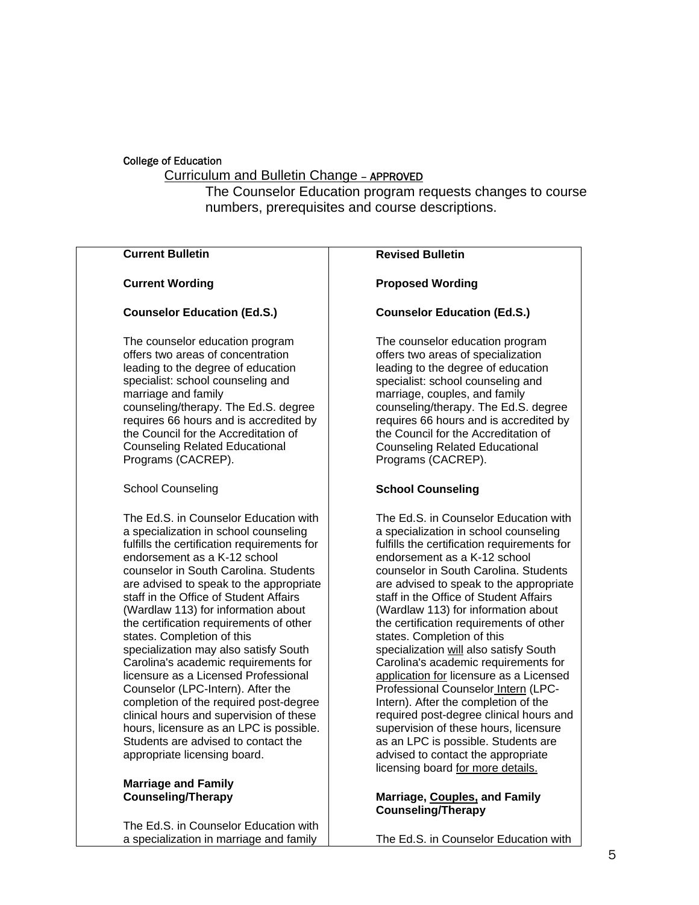College of Education

Curriculum and Bulletin Change – APPROVED

The Counselor Education program requests changes to course numbers, prerequisites and course descriptions.

| **Current Bulletin** | **Revised Bulletin** |
|---|---|
| **Current Wording** | **Proposed Wording** |
| **Counselor Education (Ed.S.)** | **Counselor Education (Ed.S.)** |
| The counselor education program offers two areas of concentration leading to the degree of education specialist: school counseling and marriage and family counseling/therapy. The Ed.S. degree requires 66 hours and is accredited by the Council for the Accreditation of Counseling Related Educational Programs (CACREP). | The counselor education program offers two areas of specialization leading to the degree of education specialist: school counseling and marriage, couples, and family counseling/therapy. The Ed.S. degree requires 66 hours and is accredited by the Council for the Accreditation of Counseling Related Educational Programs (CACREP). |
| School Counseling | **School Counseling** |
| The Ed.S. in Counselor Education with a specialization in school counseling fulfills the certification requirements for endorsement as a K-12 school counselor in South Carolina. Students are advised to speak to the appropriate staff in the Office of Student Affairs (Wardlaw 113) for information about the certification requirements of other states. Completion of this specialization may also satisfy South Carolina's academic requirements for licensure as a Licensed Professional Counselor (LPC-Intern). After the completion of the required post-degree clinical hours and supervision of these hours, licensure as an LPC is possible. Students are advised to contact the appropriate licensing board. | The Ed.S. in Counselor Education with a specialization in school counseling fulfills the certification requirements for endorsement as a K-12 school counselor in South Carolina. Students are advised to speak to the appropriate staff in the Office of Student Affairs (Wardlaw 113) for information about the certification requirements of other states. Completion of this specialization <u>will</u> also satisfy South Carolina's academic requirements for <u>application for</u> licensure as a Licensed Professional Counselor <u>Intern</u> (LPC-Intern). After the completion of the required post-degree clinical hours and supervision of these hours, licensure as an LPC is possible. Students are advised to contact the appropriate licensing board <u>for more details.</u> |
| **Marriage and Family Counseling/Therapy** | **Marriage, <u>Couples,</u> and Family Counseling/Therapy** |
| The Ed.S. in Counselor Education with a specialization in marriage and family | The Ed.S. in Counselor Education with |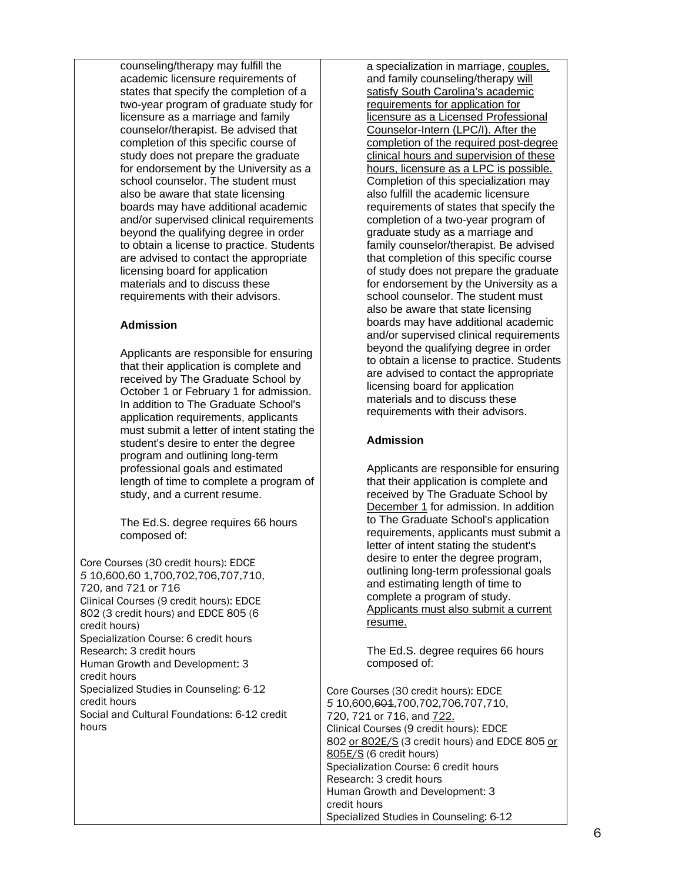| | |
|---|---|
| counseling/therapy may fulfill the academic licensure requirements of states that specify the completion of a two-year program of graduate study for licensure as a marriage and family counselor/therapist. Be advised that completion of this specific course of study does not prepare the graduate for endorsement by the University as a school counselor. The student must also be aware that state licensing boards may have additional academic and/or supervised clinical requirements beyond the qualifying degree in order to obtain a license to practice. Students are advised to contact the appropriate licensing board for application materials and to discuss these requirements with their advisors.<br><br>**Admission**<br><br>Applicants are responsible for ensuring that their application is complete and received by The Graduate School by October 1 or February 1 for admission. In addition to The Graduate School's application requirements, applicants must submit a letter of intent stating the student's desire to enter the degree program and outlining long-term professional goals and estimated length of time to complete a program of study, and a current resume.<br><br>The Ed.S. degree requires 66 hours composed of:<br><br>Core Courses (30 credit hours): EDCE 510,600,601,700,702,706,707,710, 720, and 721 or 716<br>Clinical Courses (9 credit hours): EDCE 802 (3 credit hours) and EDCE 805 (6 credit hours)<br>Specialization Course: 6 credit hours<br>Research: 3 credit hours<br>Human Growth and Development: 3 credit hours<br>Specialized Studies in Counseling: 6-12 credit hours<br>Social and Cultural Foundations: 6-12 credit hours | a specialization in marriage, couples, and family counseling/therapy will satisfy South Carolina's academic requirements for application for licensure as a Licensed Professional Counselor-Intern (LPC/I). After the completion of the required post-degree clinical hours and supervision of these hours, licensure as a LPC is possible. Completion of this specialization may also fulfill the academic licensure requirements of states that specify the completion of a two-year program of graduate study as a marriage and family counselor/therapist. Be advised that completion of this specific course of study does not prepare the graduate for endorsement by the University as a school counselor. The student must also be aware that state licensing boards may have additional academic and/or supervised clinical requirements beyond the qualifying degree in order to obtain a license to practice. Students are advised to contact the appropriate licensing board for application materials and to discuss these requirements with their advisors.<br><br>**Admission**<br><br>Applicants are responsible for ensuring that their application is complete and received by The Graduate School by December 1 for admission. In addition to The Graduate School's application requirements, applicants must submit a letter of intent stating the student's desire to enter the degree program, outlining long-term professional goals and estimating length of time to complete a program of study. Applicants must also submit a current resume.<br><br>The Ed.S. degree requires 66 hours composed of:<br><br>Core Courses (30 credit hours): EDCE 510,600,~~601~~,700,702,706,707,710, 720, 721 or 716, and 722.<br>Clinical Courses (9 credit hours): EDCE 802 or 802E/S (3 credit hours) and EDCE 805 or 805E/S (6 credit hours)<br>Specialization Course: 6 credit hours<br>Research: 3 credit hours<br>Human Growth and Development: 3 credit hours<br>Specialized Studies in Counseling: 6-12 |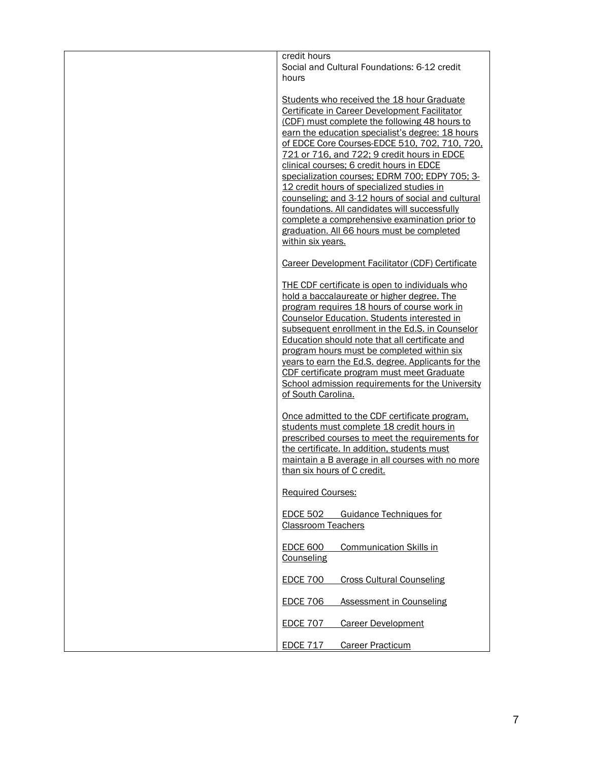| | credit hours<br>Social and Cultural Foundations: 6-12 credit hours<br><br><u>Students who received the 18 hour Graduate Certificate in Career Development Facilitator (CDF) must complete the following 48 hours to earn the education specialist's degree: 18 hours of EDCE Core Courses-EDCE 510, 702, 710, 720, 721 or 716, and 722; 9 credit hours in EDCE clinical courses; 6 credit hours in EDCE specialization courses; EDRM 700; EDPY 705; 3-12 credit hours of specialized studies in counseling; and 3-12 hours of social and cultural foundations. All candidates will successfully complete a comprehensive examination prior to graduation. All 66 hours must be completed within six years.</u><br><br><u>Career Development Facilitator (CDF) Certificate</u><br><br><u>THE CDF certificate is open to individuals who hold a baccalaureate or higher degree. The program requires 18 hours of course work in Counselor Education. Students interested in subsequent enrollment in the Ed.S. in Counselor Education should note that all certificate and program hours must be completed within six years to earn the Ed.S. degree. Applicants for the CDF certificate program must meet Graduate School admission requirements for the University of South Carolina.</u><br><br><u>Once admitted to the CDF certificate program, students must complete 18 credit hours in prescribed courses to meet the requirements for the certificate. In addition, students must maintain a B average in all courses with no more than six hours of C credit.</u><br><br><u>Required Courses:</u><br><br><u>EDCE 502 Guidance Techniques for Classroom Teachers</u><br><br><u>EDCE 600 Communication Skills in Counseling</u><br><br><u>EDCE 700 Cross Cultural Counseling</u><br><br><u>EDCE 706 Assessment in Counseling</u><br><br><u>EDCE 707 Career Development</u><br><br><u>EDCE 717 Career Practicum</u> |
|---|---|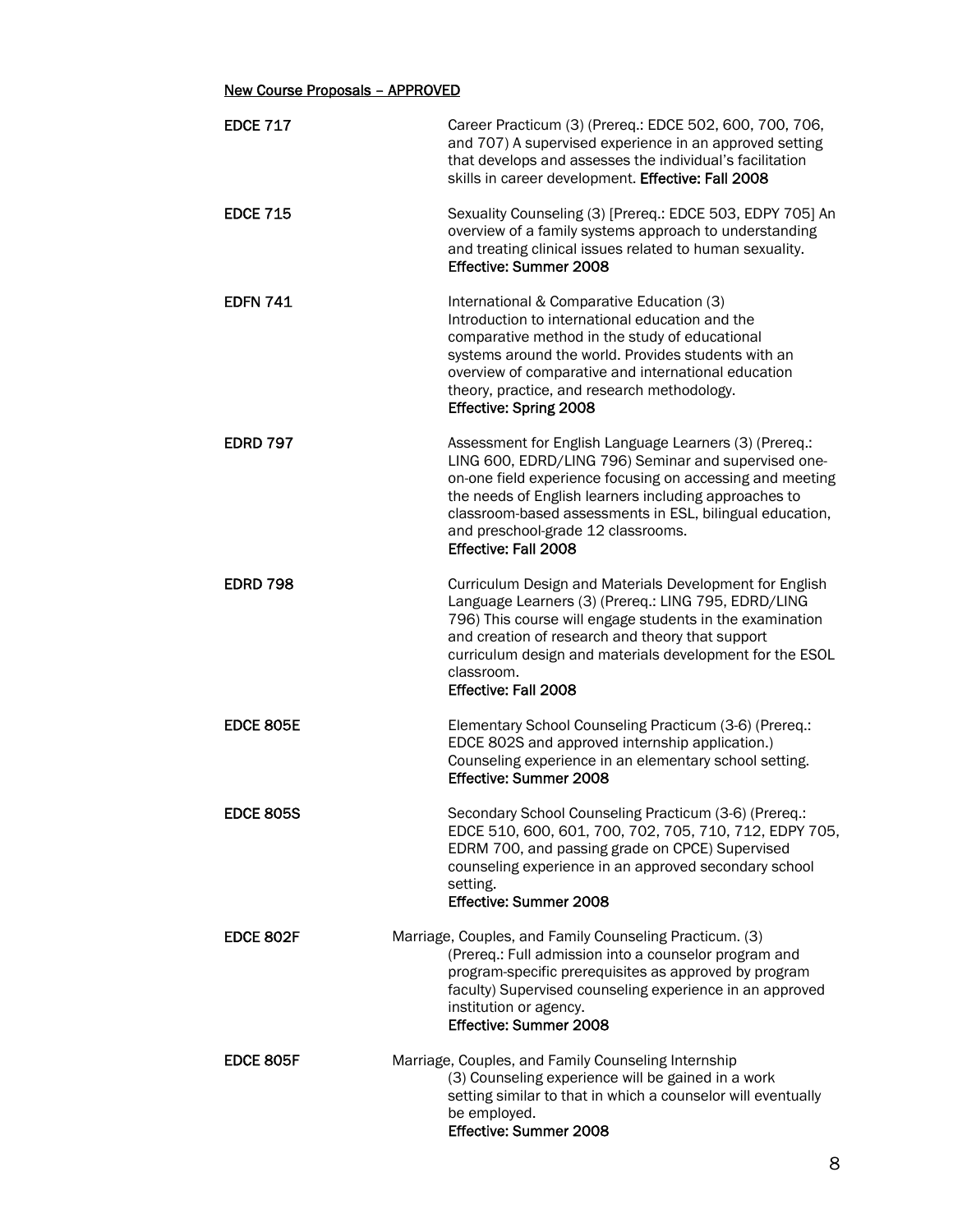<u>New Course Proposals – APPROVED</u>

**EDCE 717** Career Practicum (3) (Prereq.: EDCE 502, 600, 700, 706, and 707) A supervised experience in an approved setting that develops and assesses the individual's facilitation skills in career development. **Effective: Fall 2008**

**EDCE 715** Sexuality Counseling (3) [Prereq.: EDCE 503, EDPY 705] An overview of a family systems approach to understanding and treating clinical issues related to human sexuality. **Effective: Summer 2008**

**EDFN 741** International & Comparative Education (3) Introduction to international education and the comparative method in the study of educational systems around the world. Provides students with an overview of comparative and international education theory, practice, and research methodology. **Effective: Spring 2008**

**EDRD 797** Assessment for English Language Learners (3) (Prereq.: LING 600, EDRD/LING 796) Seminar and supervised one-on-one field experience focusing on accessing and meeting the needs of English learners including approaches to classroom-based assessments in ESL, bilingual education, and preschool-grade 12 classrooms. **Effective: Fall 2008**

**EDRD 798** Curriculum Design and Materials Development for English Language Learners (3) (Prereq.: LING 795, EDRD/LING 796) This course will engage students in the examination and creation of research and theory that support curriculum design and materials development for the ESOL classroom. **Effective: Fall 2008**

**EDCE 805E** Elementary School Counseling Practicum (3-6) (Prereq.: EDCE 802S and approved internship application.) Counseling experience in an elementary school setting. **Effective: Summer 2008**

**EDCE 805S** Secondary School Counseling Practicum (3-6) (Prereq.: EDCE 510, 600, 601, 700, 702, 705, 710, 712, EDPY 705, EDRM 700, and passing grade on CPCE) Supervised counseling experience in an approved secondary school setting. **Effective: Summer 2008**

**EDCE 802F** Marriage, Couples, and Family Counseling Practicum. (3) (Prereq.: Full admission into a counselor program and program-specific prerequisites as approved by program faculty) Supervised counseling experience in an approved institution or agency. **Effective: Summer 2008**

**EDCE 805F** Marriage, Couples, and Family Counseling Internship (3) Counseling experience will be gained in a work setting similar to that in which a counselor will eventually be employed. **Effective: Summer 2008**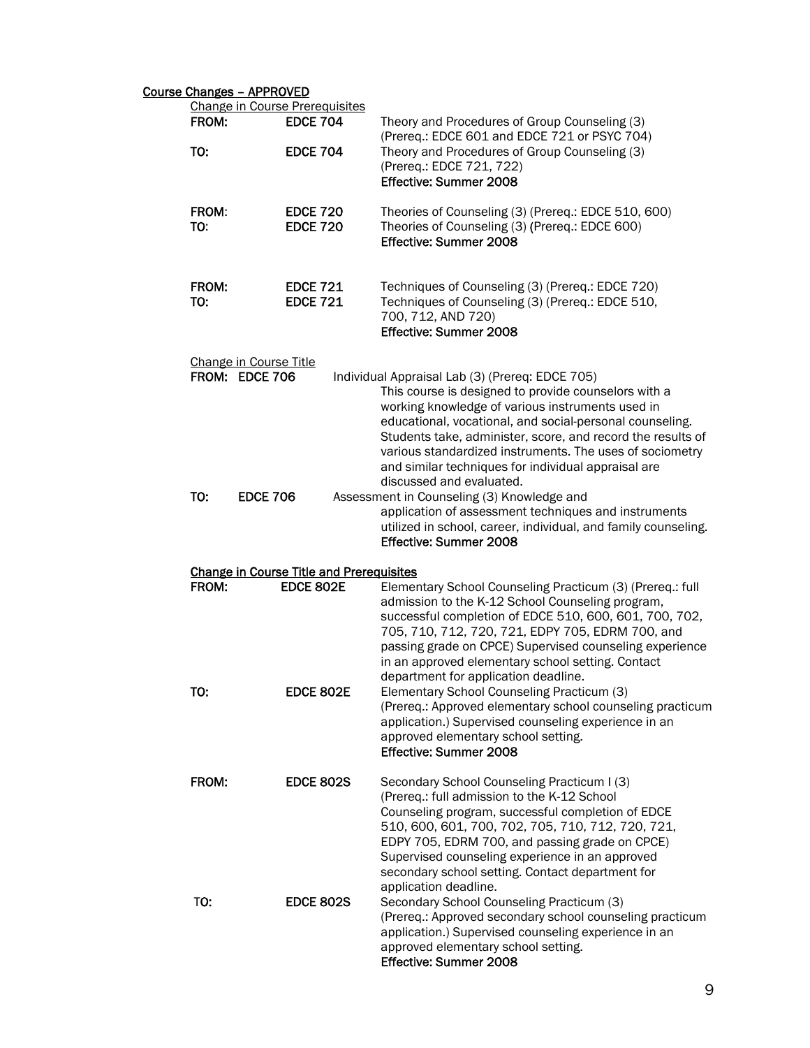**Course Changes – APPROVED**

Change in Course Prerequisites

FROM: **EDCE 704** Theory and Procedures of Group Counseling (3) (Prereq.: EDCE 601 and EDCE 721 or PSYC 704)

TO: **EDCE 704** Theory and Procedures of Group Counseling (3) (Prereq.: EDCE 721, 722)
**Effective: Summer 2008**

FROM: **EDCE 720** Theories of Counseling (3) (Prereq.: EDCE 510, 600)

TO: **EDCE 720** Theories of Counseling (3) (Prereq.: EDCE 600)
**Effective: Summer 2008**

FROM: **EDCE 721** Techniques of Counseling (3) (Prereq.: EDCE 720)

TO: **EDCE 721** Techniques of Counseling (3) (Prereq.: EDCE 510, 700, 712, AND 720)
**Effective: Summer 2008**

Change in Course Title

FROM: **EDCE 706** Individual Appraisal Lab (3) (Prereq: EDCE 705) This course is designed to provide counselors with a working knowledge of various instruments used in educational, vocational, and social-personal counseling. Students take, administer, score, and record the results of various standardized instruments. The uses of sociometry and similar techniques for individual appraisal are discussed and evaluated.

TO: **EDCE 706** Assessment in Counseling (3) Knowledge and application of assessment techniques and instruments utilized in school, career, individual, and family counseling.
**Effective: Summer 2008**

**Change in Course Title and Prerequisites**

FROM: **EDCE 802E** Elementary School Counseling Practicum (3) (Prereq.: full admission to the K-12 School Counseling program, successful completion of EDCE 510, 600, 601, 700, 702, 705, 710, 712, 720, 721, EDPY 705, EDRM 700, and passing grade on CPCE) Supervised counseling experience in an approved elementary school setting. Contact department for application deadline.

TO: **EDCE 802E** Elementary School Counseling Practicum (3) (Prereq.: Approved elementary school counseling practicum application.) Supervised counseling experience in an approved elementary school setting.
**Effective: Summer 2008**

FROM: **EDCE 802S** Secondary School Counseling Practicum I (3) (Prereq.: full admission to the K-12 School Counseling program, successful completion of EDCE 510, 600, 601, 700, 702, 705, 710, 712, 720, 721, EDPY 705, EDRM 700, and passing grade on CPCE) Supervised counseling experience in an approved secondary school setting. Contact department for application deadline.

TO: **EDCE 802S** Secondary School Counseling Practicum (3) (Prereq.: Approved secondary school counseling practicum application.) Supervised counseling experience in an approved elementary school setting.
**Effective: Summer 2008**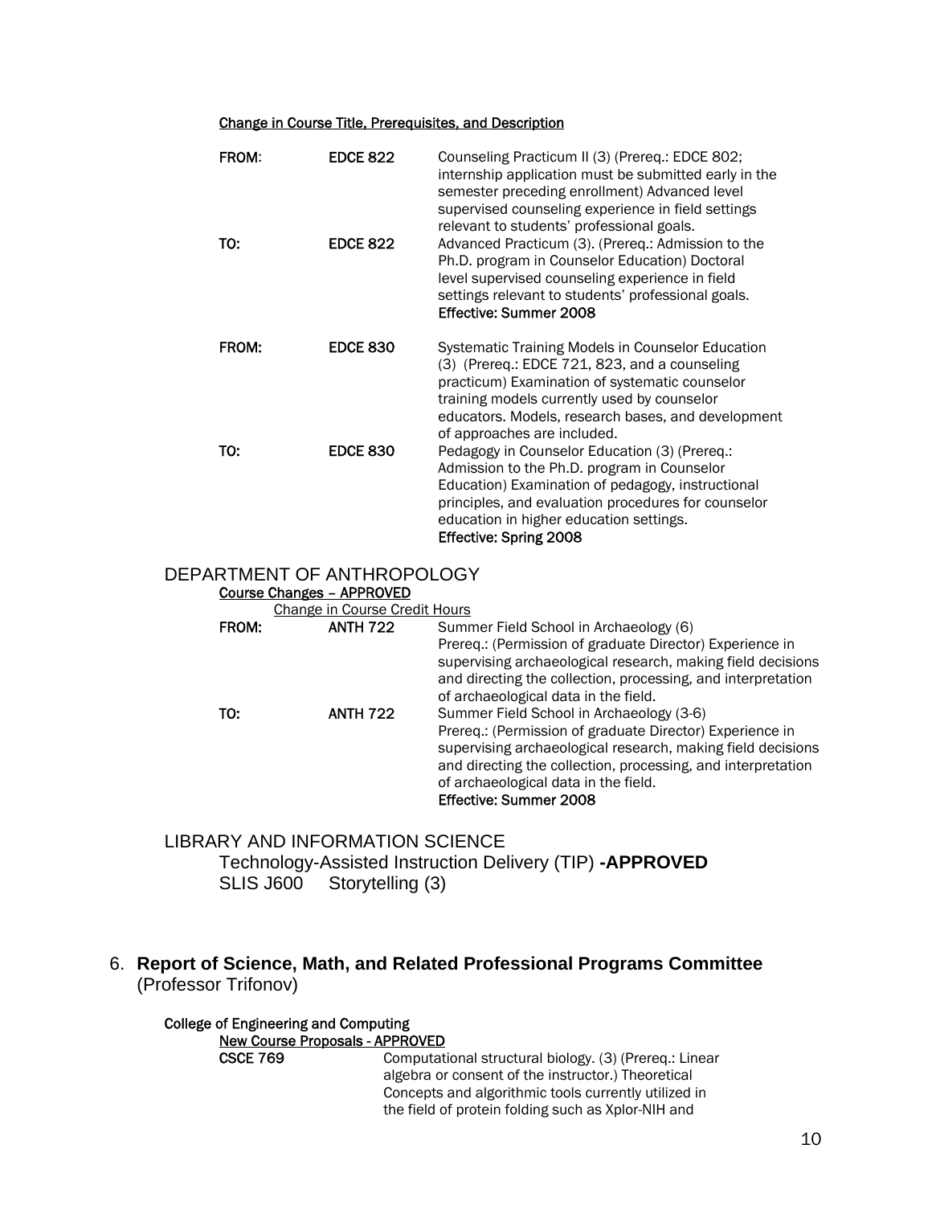Change in Course Title, Prerequisites, and Description

| | | |
|---|---|---|
| **FROM:** | **EDCE 822** | Counseling Practicum II (3) (Prereq.: EDCE 802; internship application must be submitted early in the semester preceding enrollment) Advanced level supervised counseling experience in field settings relevant to students' professional goals. |
| **TO:** | **EDCE 822** | Advanced Practicum (3). (Prereq.: Admission to the Ph.D. program in Counselor Education) Doctoral level supervised counseling experience in field settings relevant to students' professional goals. **Effective: Summer 2008** |
| **FROM:** | **EDCE 830** | Systematic Training Models in Counselor Education (3) (Prereq.: EDCE 721, 823, and a counseling practicum) Examination of systematic counselor training models currently used by counselor educators. Models, research bases, and development of approaches are included. |
| **TO:** | **EDCE 830** | Pedagogy in Counselor Education (3) (Prereq.: Admission to the Ph.D. program in Counselor Education) Examination of pedagogy, instructional principles, and evaluation procedures for counselor education in higher education settings. **Effective: Spring 2008** |

## DEPARTMENT OF ANTHROPOLOGY

**Course Changes – APPROVED**

Change in Course Credit Hours

| | | |
|---|---|---|
| **FROM:** | **ANTH 722** | Summer Field School in Archaeology (6) Prereq.: (Permission of graduate Director) Experience in supervising archaeological research, making field decisions and directing the collection, processing, and interpretation of archaeological data in the field. |
| **TO:** | **ANTH 722** | Summer Field School in Archaeology (3-6) Prereq.: (Permission of graduate Director) Experience in supervising archaeological research, making field decisions and directing the collection, processing, and interpretation of archaeological data in the field. **Effective: Summer 2008** |

## LIBRARY AND INFORMATION SCIENCE

Technology-Assisted Instruction Delivery (TIP) **-APPROVED**

SLIS J600 Storytelling (3)

6. **Report of Science, Math, and Related Professional Programs Committee** (Professor Trifonov)

**College of Engineering and Computing**

**New Course Proposals - APPROVED**

| | |
|---|---|
| **CSCE 769** | Computational structural biology. (3) (Prereq.: Linear algebra or consent of the instructor.) Theoretical Concepts and algorithmic tools currently utilized in the field of protein folding such as Xplor-NIH and |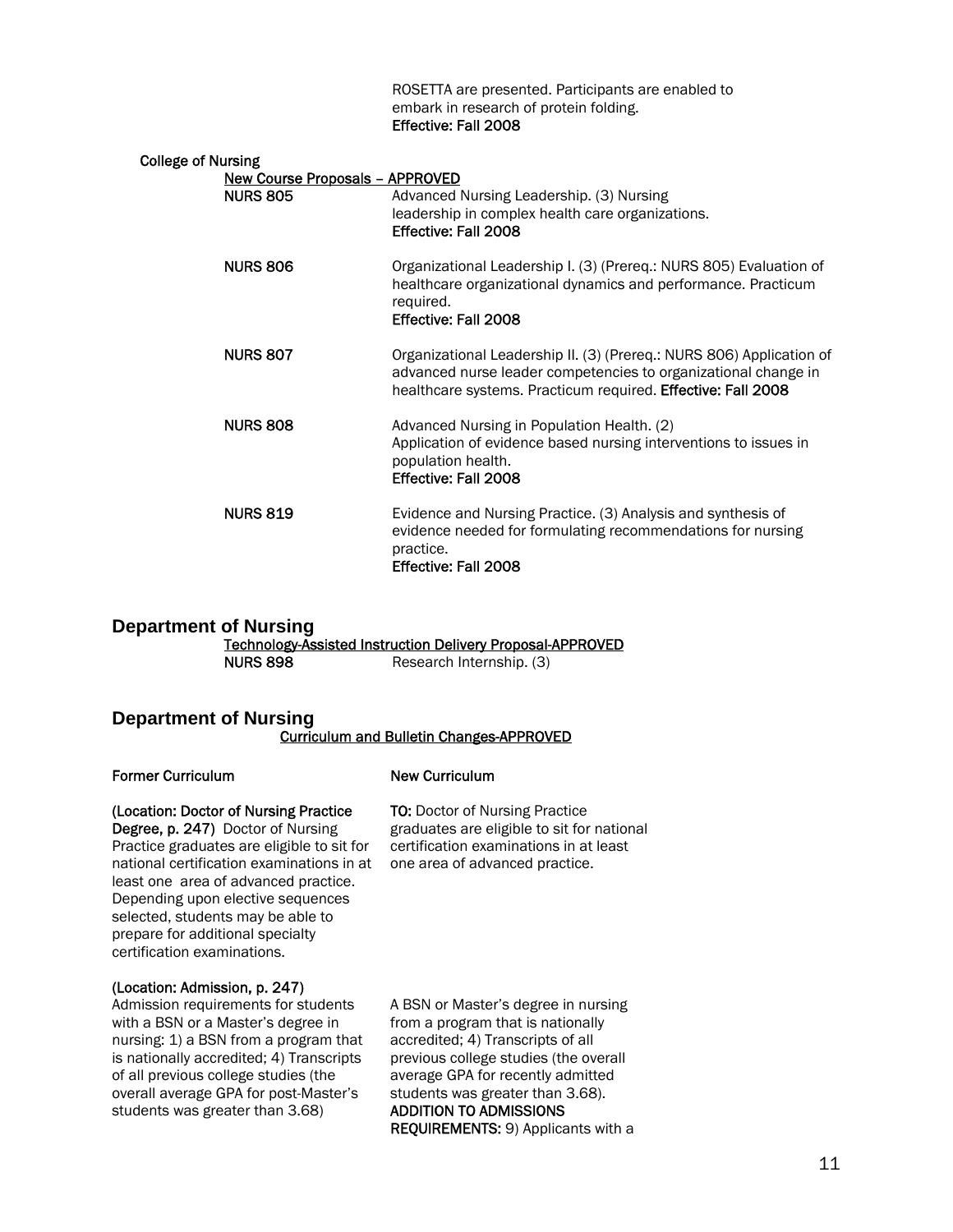ROSETTA are presented. Participants are enabled to embark in research of protein folding.
**Effective: Fall 2008**

**College of Nursing**

New Course Proposals – APPROVED

**NURS 805** Advanced Nursing Leadership. (3) Nursing leadership in complex health care organizations.
**Effective: Fall 2008**

**NURS 806** Organizational Leadership I. (3) (Prereq.: NURS 805) Evaluation of healthcare organizational dynamics and performance. Practicum required.
**Effective: Fall 2008**

**NURS 807** Organizational Leadership II. (3) (Prereq.: NURS 806) Application of advanced nurse leader competencies to organizational change in healthcare systems. Practicum required. **Effective: Fall 2008**

**NURS 808** Advanced Nursing in Population Health. (2) Application of evidence based nursing interventions to issues in population health.
**Effective: Fall 2008**

**NURS 819** Evidence and Nursing Practice. (3) Analysis and synthesis of evidence needed for formulating recommendations for nursing practice.
**Effective: Fall 2008**

## Department of Nursing

Technology-Assisted Instruction Delivery Proposal-APPROVED

**NURS 898** Research Internship. (3)

## Department of Nursing

Curriculum and Bulletin Changes-APPROVED

| Former Curriculum | New Curriculum |
|---|---|
| **(Location: Doctor of Nursing Practice Degree, p. 247)** Doctor of Nursing Practice graduates are eligible to sit for national certification examinations in at least one area of advanced practice. Depending upon elective sequences selected, students may be able to prepare for additional specialty certification examinations. | **TO:** Doctor of Nursing Practice graduates are eligible to sit for national certification examinations in at least one area of advanced practice. |
| **(Location: Admission, p. 247)** Admission requirements for students with a BSN or a Master's degree in nursing: 1) a BSN from a program that is nationally accredited; 4) Transcripts of all previous college studies (the overall average GPA for post-Master's students was greater than 3.68) | A BSN or Master's degree in nursing from a program that is nationally accredited; 4) Transcripts of all previous college studies (the overall average GPA for recently admitted students was greater than 3.68). **ADDITION TO ADMISSIONS REQUIREMENTS:** 9) Applicants with a |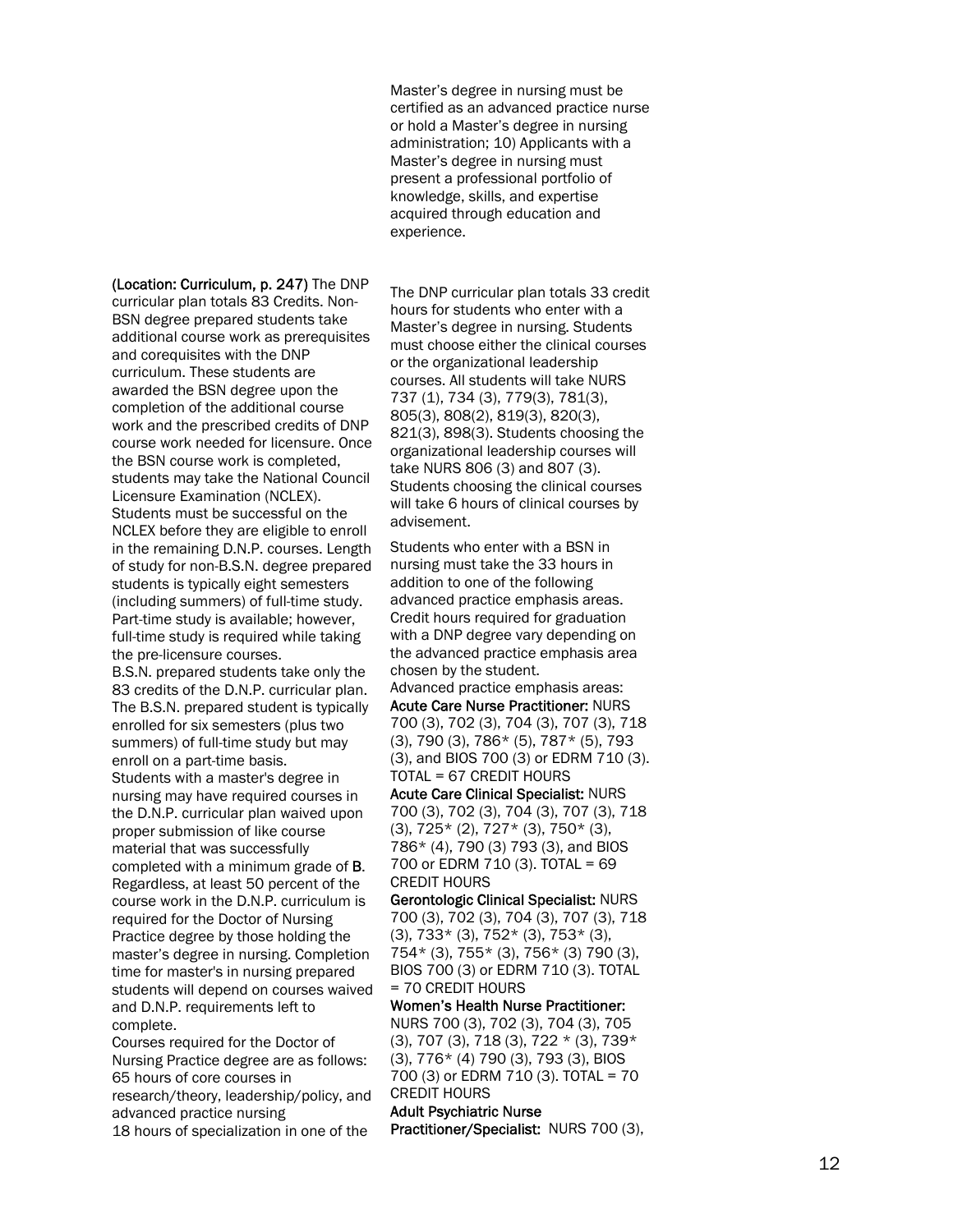Master's degree in nursing must be certified as an advanced practice nurse or hold a Master's degree in nursing administration; 10) Applicants with a Master's degree in nursing must present a professional portfolio of knowledge, skills, and expertise acquired through education and experience.

**(Location: Curriculum, p. 247)** The DNP curricular plan totals 83 Credits. Non-BSN degree prepared students take additional course work as prerequisites and corequisites with the DNP curriculum. These students are awarded the BSN degree upon the completion of the additional course work and the prescribed credits of DNP course work needed for licensure. Once the BSN course work is completed, students may take the National Council Licensure Examination (NCLEX). Students must be successful on the NCLEX before they are eligible to enroll in the remaining D.N.P. courses. Length of study for non-B.S.N. degree prepared students is typically eight semesters (including summers) of full-time study. Part-time study is available; however, full-time study is required while taking the pre-licensure courses.

B.S.N. prepared students take only the 83 credits of the D.N.P. curricular plan. The B.S.N. prepared student is typically enrolled for six semesters (plus two summers) of full-time study but may enroll on a part-time basis.

Students with a master's degree in nursing may have required courses in the D.N.P. curricular plan waived upon proper submission of like course material that was successfully completed with a minimum grade of **B**. Regardless, at least 50 percent of the course work in the D.N.P. curriculum is required for the Doctor of Nursing Practice degree by those holding the master's degree in nursing. Completion time for master's in nursing prepared students will depend on courses waived and D.N.P. requirements left to complete.

Courses required for the Doctor of Nursing Practice degree are as follows:
65 hours of core courses in research/theory, leadership/policy, and advanced practice nursing
18 hours of specialization in one of the

The DNP curricular plan totals 33 credit hours for students who enter with a Master's degree in nursing. Students must choose either the clinical courses or the organizational leadership courses. All students will take NURS 737 (1), 734 (3), 779(3), 781(3), 805(3), 808(2), 819(3), 820(3), 821(3), 898(3). Students choosing the organizational leadership courses will take NURS 806 (3) and 807 (3). Students choosing the clinical courses will take 6 hours of clinical courses by advisement.

Students who enter with a BSN in nursing must take the 33 hours in addition to one of the following advanced practice emphasis areas. Credit hours required for graduation with a DNP degree vary depending on the advanced practice emphasis area chosen by the student.

Advanced practice emphasis areas:

**Acute Care Nurse Practitioner:** NURS 700 (3), 702 (3), 704 (3), 707 (3), 718 (3), 790 (3), 786* (5), 787* (5), 793 (3), and BIOS 700 (3) or EDRM 710 (3). TOTAL = 67 CREDIT HOURS

**Acute Care Clinical Specialist:** NURS 700 (3), 702 (3), 704 (3), 707 (3), 718 (3), 725* (2), 727* (3), 750* (3), 786* (4), 790 (3) 793 (3), and BIOS 700 or EDRM 710 (3). TOTAL = 69 CREDIT HOURS

**Gerontologic Clinical Specialist:** NURS 700 (3), 702 (3), 704 (3), 707 (3), 718 (3), 733* (3), 752* (3), 753* (3), 754* (3), 755* (3), 756* (3) 790 (3), BIOS 700 (3) or EDRM 710 (3). TOTAL = 70 CREDIT HOURS

**Women's Health Nurse Practitioner:** NURS 700 (3), 702 (3), 704 (3), 705 (3), 707 (3), 718 (3), 722 * (3), 739* (3), 776* (4) 790 (3), 793 (3), BIOS 700 (3) or EDRM 710 (3). TOTAL = 70 CREDIT HOURS

**Adult Psychiatric Nurse Practitioner/Specialist:** NURS 700 (3),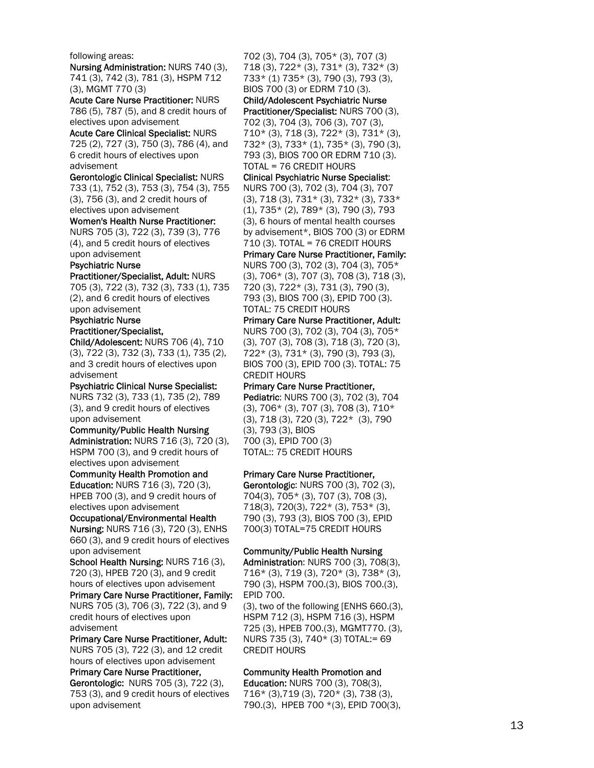following areas:

**Nursing Administration:** NURS 740 (3), 741 (3), 742 (3), 781 (3), HSPM 712 (3), MGMT 770 (3)

**Acute Care Nurse Practitioner:** NURS 786 (5), 787 (5), and 8 credit hours of electives upon advisement

**Acute Care Clinical Specialist:** NURS 725 (2), 727 (3), 750 (3), 786 (4), and 6 credit hours of electives upon advisement

**Gerontologic Clinical Specialist:** NURS 733 (1), 752 (3), 753 (3), 754 (3), 755 (3), 756 (3), and 2 credit hours of electives upon advisement

**Women's Health Nurse Practitioner:** NURS 705 (3), 722 (3), 739 (3), 776 (4), and 5 credit hours of electives upon advisement

**Psychiatric Nurse Practitioner/Specialist, Adult:** NURS 705 (3), 722 (3), 732 (3), 733 (1), 735 (2), and 6 credit hours of electives upon advisement

**Psychiatric Nurse Practitioner/Specialist, Child/Adolescent:** NURS 706 (4), 710 (3), 722 (3), 732 (3), 733 (1), 735 (2), and 3 credit hours of electives upon advisement

**Psychiatric Clinical Nurse Specialist:** NURS 732 (3), 733 (1), 735 (2), 789 (3), and 9 credit hours of electives upon advisement

**Community/Public Health Nursing Administration:** NURS 716 (3), 720 (3), HSPM 700 (3), and 9 credit hours of electives upon advisement

**Community Health Promotion and Education:** NURS 716 (3), 720 (3), HPEB 700 (3), and 9 credit hours of electives upon advisement

**Occupational/Environmental Health Nursing:** NURS 716 (3), 720 (3), ENHS 660 (3), and 9 credit hours of electives upon advisement

**School Health Nursing:** NURS 716 (3), 720 (3), HPEB 720 (3), and 9 credit hours of electives upon advisement

**Primary Care Nurse Practitioner, Family:** NURS 705 (3), 706 (3), 722 (3), and 9 credit hours of electives upon advisement

**Primary Care Nurse Practitioner, Adult:** NURS 705 (3), 722 (3), and 12 credit hours of electives upon advisement

**Primary Care Nurse Practitioner, Gerontologic:** NURS 705 (3), 722 (3), 753 (3), and 9 credit hours of electives upon advisement

702 (3), 704 (3), 705* (3), 707 (3) 718 (3), 722* (3), 731* (3), 732* (3) 733* (1) 735* (3), 790 (3), 793 (3), BIOS 700 (3) or EDRM 710 (3).

**Child/Adolescent Psychiatric Nurse Practitioner/Specialist:** NURS 700 (3), 702 (3), 704 (3), 706 (3), 707 (3), 710* (3), 718 (3), 722* (3), 731* (3), 732* (3), 733* (1), 735* (3), 790 (3), 793 (3), BIOS 700 OR EDRM 710 (3). TOTAL = 76 CREDIT HOURS

**Clinical Psychiatric Nurse Specialist:** NURS 700 (3), 702 (3), 704 (3), 707 (3), 718 (3), 731* (3), 732* (3), 733* (1), 735* (2), 789* (3), 790 (3), 793 (3), 6 hours of mental health courses by advisement*, BIOS 700 (3) or EDRM 710 (3). TOTAL = 76 CREDIT HOURS

**Primary Care Nurse Practitioner, Family:** NURS 700 (3), 702 (3), 704 (3), 705* (3), 706* (3), 707 (3), 708 (3), 718 (3), 720 (3), 722* (3), 731 (3), 790 (3), 793 (3), BIOS 700 (3), EPID 700 (3). TOTAL: 75 CREDIT HOURS

**Primary Care Nurse Practitioner, Adult:** NURS 700 (3), 702 (3), 704 (3), 705* (3), 707 (3), 708 (3), 718 (3), 720 (3), 722* (3), 731* (3), 790 (3), 793 (3), BIOS 700 (3), EPID 700 (3). TOTAL: 75 CREDIT HOURS

**Primary Care Nurse Practitioner, Pediatric:** NURS 700 (3), 702 (3), 704 (3), 706* (3), 707 (3), 708 (3), 710* (3), 718 (3), 720 (3), 722* (3), 790 (3), 793 (3), BIOS 700 (3), EPID 700 (3) TOTAL:: 75 CREDIT HOURS

**Primary Care Nurse Practitioner, Gerontologic:** NURS 700 (3), 702 (3), 704(3), 705* (3), 707 (3), 708 (3), 718(3), 720(3), 722* (3), 753* (3), 790 (3), 793 (3), BIOS 700 (3), EPID 700(3) TOTAL=75 CREDIT HOURS

**Community/Public Health Nursing Administration:** NURS 700 (3), 708(3), 716* (3), 719 (3), 720* (3), 738* (3), 790 (3), HSPM 700.(3), BIOS 700.(3), EPID 700. (3), two of the following [ENHS 660.(3), HSPM 712 (3), HSPM 716 (3), HSPM 725 (3), HPEB 700.(3), MGMT770. (3), NURS 735 (3), 740* (3) TOTAL:= 69 CREDIT HOURS

**Community Health Promotion and Education:** NURS 700 (3), 708(3), 716* (3),719 (3), 720* (3), 738 (3), 790.(3), HPEB 700 *(3), EPID 700(3),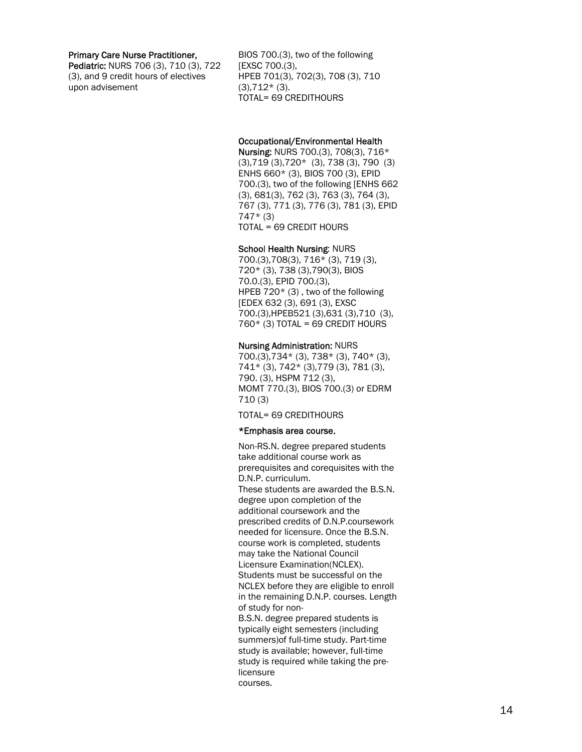**Primary Care Nurse Practitioner, Pediatric:** NURS 706 (3), 710 (3), 722 (3), and 9 credit hours of electives upon advisement

BIOS 700.(3), two of the following [EXSC 700.(3), HPEB 701(3), 702(3), 708 (3), 710 (3),712* (3).
TOTAL= 69 CREDITHOURS

**Occupational/Environmental Health Nursing:** NURS 700.(3), 708(3), 716* (3),719 (3),720* (3), 738 (3), 790 (3) ENHS 660* (3), BIOS 700 (3), EPID 700.(3), two of the following [ENHS 662 (3), 681(3), 762 (3), 763 (3), 764 (3), 767 (3), 771 (3), 776 (3), 781 (3), EPID 747* (3)
TOTAL = 69 CREDIT HOURS

**School Health Nursing:** NURS 700.(3),708(3), 716* (3), 719 (3), 720* (3), 738 (3),790(3), BIOS 70.0.(3), EPID 700.(3), HPEB 720* (3) , two of the following [EDEX 632 (3), 691 (3), EXSC 700.(3),HPEB521 (3),631 (3),710 (3), 760* (3) TOTAL = 69 CREDIT HOURS

**Nursing Administration:** NURS 700.(3),734* (3), 738* (3), 740* (3), 741* (3), 742* (3),779 (3), 781 (3), 790. (3), HSPM 712 (3), MOMT 770.(3), BIOS 700.(3) or EDRM 710 (3)

TOTAL= 69 CREDITHOURS

***Emphasis area course.**

Non-RS.N. degree prepared students take additional course work as prerequisites and corequisites with the D.N.P. curriculum.
These students are awarded the B.S.N. degree upon completion of the additional coursework and the prescribed credits of D.N.P.coursework needed for licensure. Once the B.S.N. course work is completed, students may take the National Council Licensure Examination(NCLEX). Students must be successful on the NCLEX before they are eligible to enroll in the remaining D.N.P. courses. Length of study for non-B.S.N. degree prepared students is typically eight semesters (including summers)of full-time study. Part-time study is available; however, full-time study is required while taking the pre-licensure courses.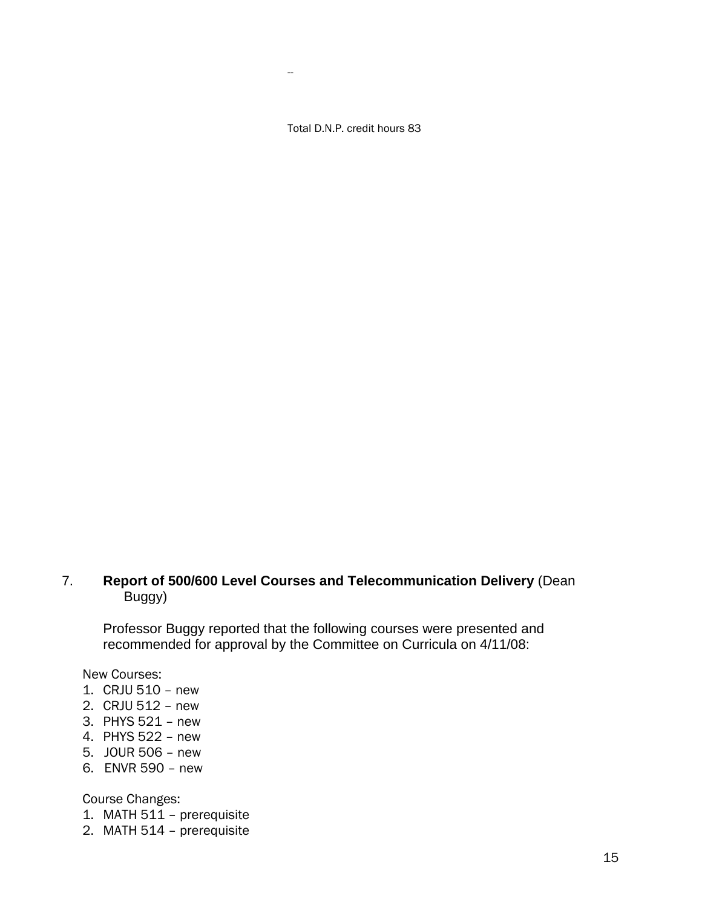--

Total D.N.P. credit hours 83

7. **Report of 500/600 Level Courses and Telecommunication Delivery** (Dean Buggy)

Professor Buggy reported that the following courses were presented and recommended for approval by the Committee on Curricula on 4/11/08:

New Courses:

1. CRJU 510 – new
2. CRJU 512 – new
3. PHYS 521 – new
4. PHYS 522 – new
5. JOUR 506 – new
6. ENVR 590 – new

Course Changes:

1. MATH 511 – prerequisite
2. MATH 514 – prerequisite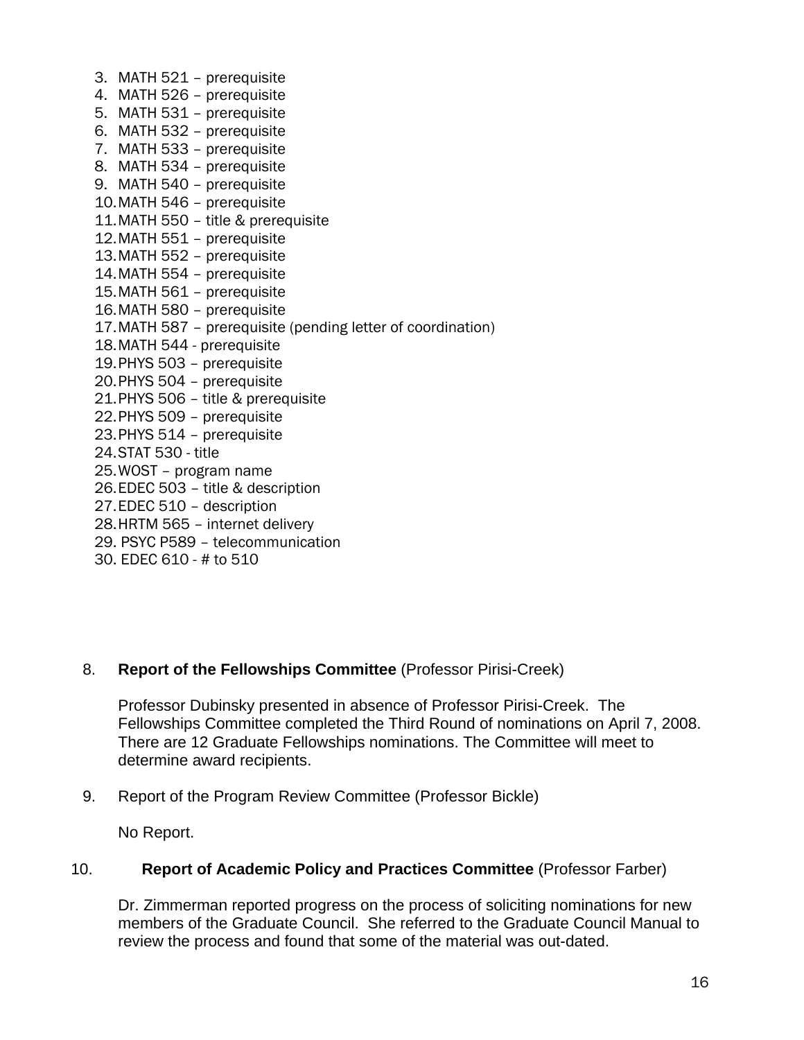3. MATH 521 – prerequisite
4. MATH 526 – prerequisite
5. MATH 531 – prerequisite
6. MATH 532 – prerequisite
7. MATH 533 – prerequisite
8. MATH 534 – prerequisite
9. MATH 540 – prerequisite
10. MATH 546 – prerequisite
11. MATH 550 – title & prerequisite
12. MATH 551 – prerequisite
13. MATH 552 – prerequisite
14. MATH 554 – prerequisite
15. MATH 561 – prerequisite
16. MATH 580 – prerequisite
17. MATH 587 – prerequisite (pending letter of coordination)
18. MATH 544 - prerequisite
19. PHYS 503 – prerequisite
20. PHYS 504 – prerequisite
21. PHYS 506 – title & prerequisite
22. PHYS 509 – prerequisite
23. PHYS 514 – prerequisite
24. STAT 530 - title
25. WOST – program name
26. EDEC 503 – title & description
27. EDEC 510 – description
28. HRTM 565 – internet delivery
29. PSYC P589 – telecommunication
30. EDEC 610 - # to 510

8. **Report of the Fellowships Committee** (Professor Pirisi-Creek)

   Professor Dubinsky presented in absence of Professor Pirisi-Creek. The Fellowships Committee completed the Third Round of nominations on April 7, 2008. There are 12 Graduate Fellowships nominations. The Committee will meet to determine award recipients.

9. Report of the Program Review Committee (Professor Bickle)

   No Report.

10. **Report of Academic Policy and Practices Committee** (Professor Farber)

   Dr. Zimmerman reported progress on the process of soliciting nominations for new members of the Graduate Council. She referred to the Graduate Council Manual to review the process and found that some of the material was out-dated.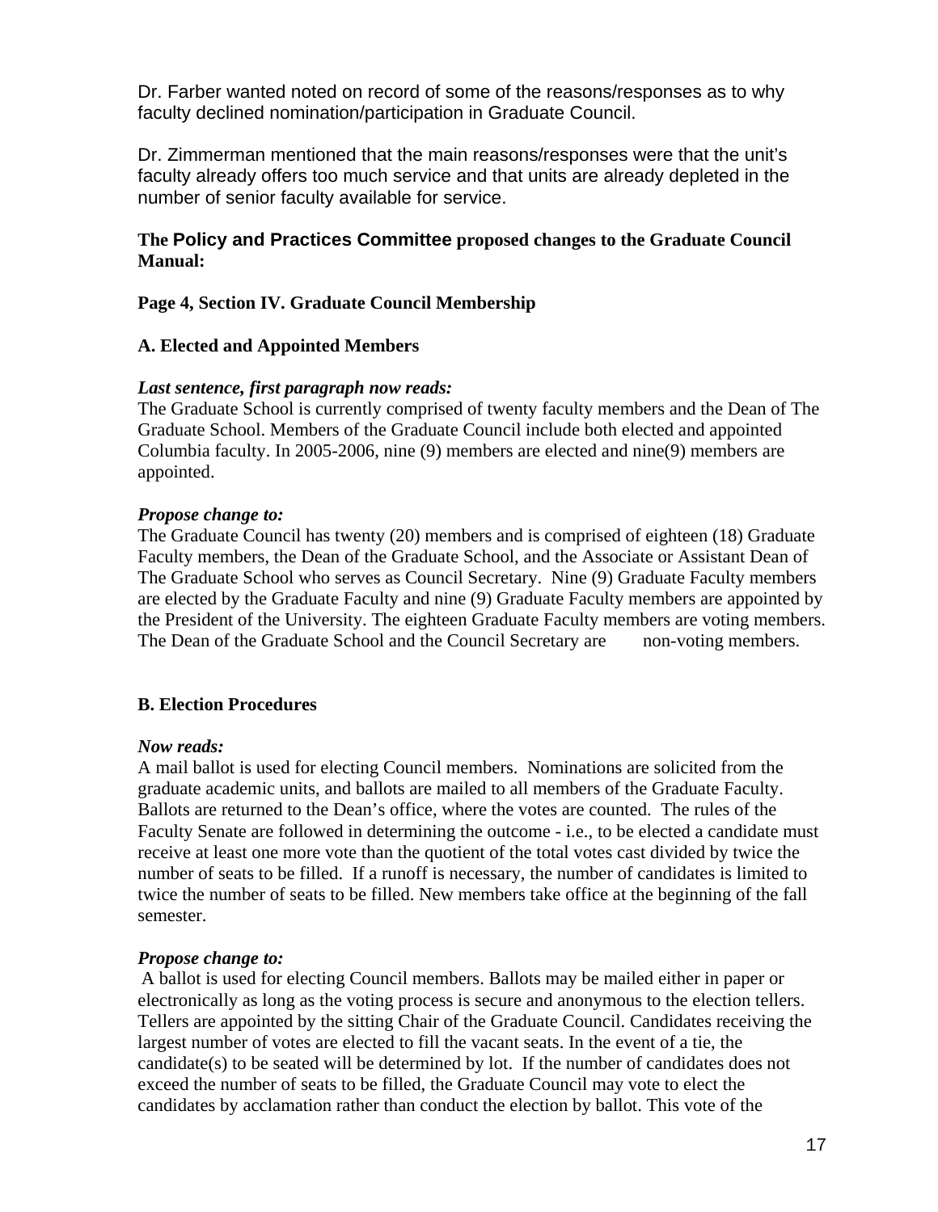Dr. Farber wanted noted on record of some of the reasons/responses as to why faculty declined nomination/participation in Graduate Council.

Dr. Zimmerman mentioned that the main reasons/responses were that the unit's faculty already offers too much service and that units are already depleted in the number of senior faculty available for service.

**The Policy and Practices Committee proposed changes to the Graduate Council Manual:**

**Page 4, Section IV. Graduate Council Membership**

**A. Elected and Appointed Members**

***Last sentence, first paragraph now reads:***
The Graduate School is currently comprised of twenty faculty members and the Dean of The Graduate School. Members of the Graduate Council include both elected and appointed Columbia faculty. In 2005-2006, nine (9) members are elected and nine(9) members are appointed.

***Propose change to:***
The Graduate Council has twenty (20) members and is comprised of eighteen (18) Graduate Faculty members, the Dean of the Graduate School, and the Associate or Assistant Dean of The Graduate School who serves as Council Secretary. Nine (9) Graduate Faculty members are elected by the Graduate Faculty and nine (9) Graduate Faculty members are appointed by the President of the University. The eighteen Graduate Faculty members are voting members. The Dean of the Graduate School and the Council Secretary are non-voting members.

**B. Election Procedures**

***Now reads:***
A mail ballot is used for electing Council members. Nominations are solicited from the graduate academic units, and ballots are mailed to all members of the Graduate Faculty. Ballots are returned to the Dean's office, where the votes are counted. The rules of the Faculty Senate are followed in determining the outcome - i.e., to be elected a candidate must receive at least one more vote than the quotient of the total votes cast divided by twice the number of seats to be filled. If a runoff is necessary, the number of candidates is limited to twice the number of seats to be filled. New members take office at the beginning of the fall semester.

***Propose change to:***
A ballot is used for electing Council members. Ballots may be mailed either in paper or electronically as long as the voting process is secure and anonymous to the election tellers. Tellers are appointed by the sitting Chair of the Graduate Council. Candidates receiving the largest number of votes are elected to fill the vacant seats. In the event of a tie, the candidate(s) to be seated will be determined by lot. If the number of candidates does not exceed the number of seats to be filled, the Graduate Council may vote to elect the candidates by acclamation rather than conduct the election by ballot. This vote of the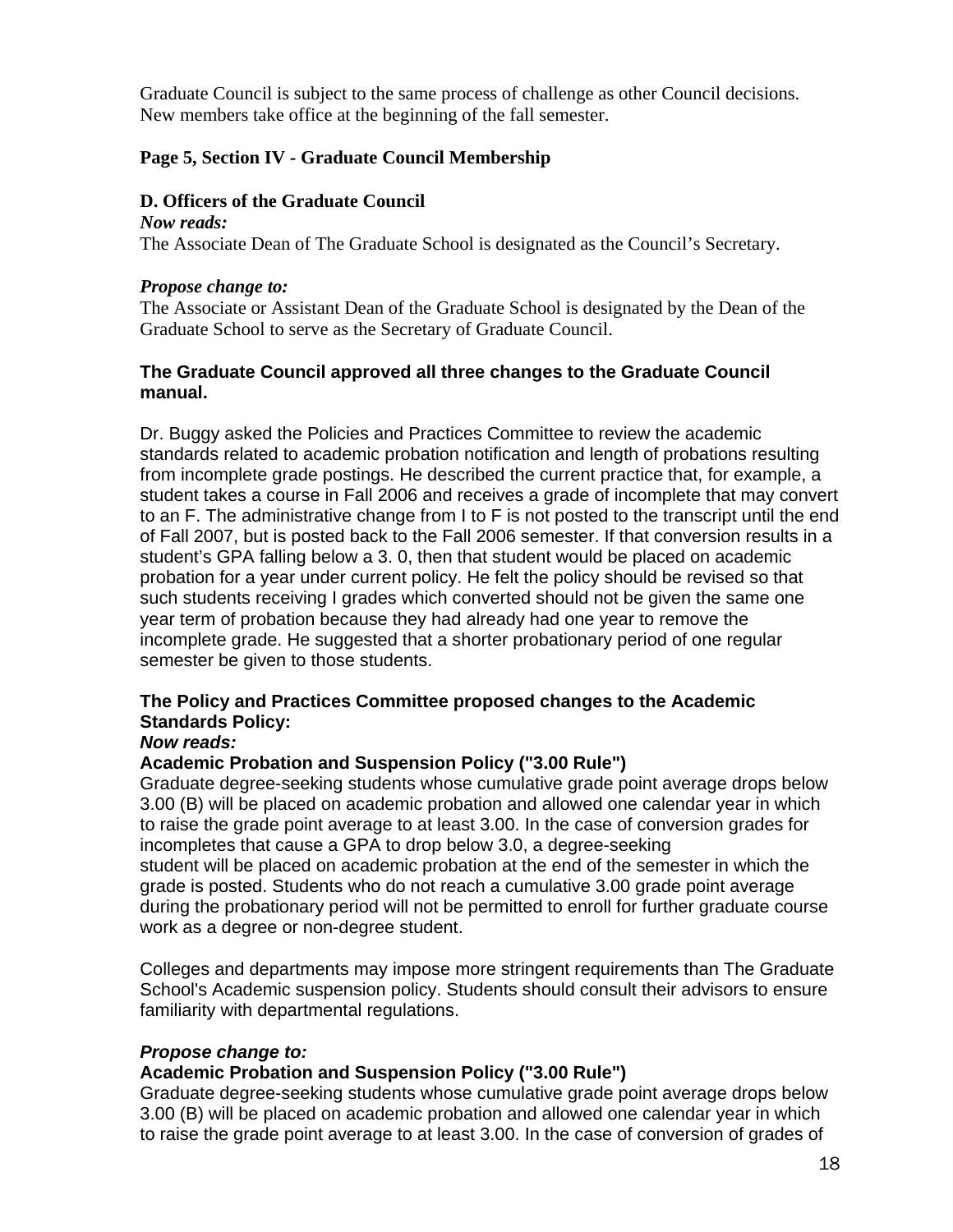Graduate Council is subject to the same process of challenge as other Council decisions. New members take office at the beginning of the fall semester.

**Page 5, Section IV - Graduate Council Membership**

**D. Officers of the Graduate Council**

***Now reads:***

The Associate Dean of The Graduate School is designated as the Council's Secretary.

***Propose change to:***

The Associate or Assistant Dean of the Graduate School is designated by the Dean of the Graduate School to serve as the Secretary of Graduate Council.

**The Graduate Council approved all three changes to the Graduate Council manual.**

Dr. Buggy asked the Policies and Practices Committee to review the academic standards related to academic probation notification and length of probations resulting from incomplete grade postings. He described the current practice that, for example, a student takes a course in Fall 2006 and receives a grade of incomplete that may convert to an F. The administrative change from I to F is not posted to the transcript until the end of Fall 2007, but is posted back to the Fall 2006 semester. If that conversion results in a student's GPA falling below a 3. 0, then that student would be placed on academic probation for a year under current policy. He felt the policy should be revised so that such students receiving I grades which converted should not be given the same one year term of probation because they had already had one year to remove the incomplete grade. He suggested that a shorter probationary period of one regular semester be given to those students.

**The Policy and Practices Committee proposed changes to the Academic Standards Policy:**

***Now reads:***

**Academic Probation and Suspension Policy ("3.00 Rule")**

Graduate degree-seeking students whose cumulative grade point average drops below 3.00 (B) will be placed on academic probation and allowed one calendar year in which to raise the grade point average to at least 3.00. In the case of conversion grades for incompletes that cause a GPA to drop below 3.0, a degree-seeking student will be placed on academic probation at the end of the semester in which the grade is posted. Students who do not reach a cumulative 3.00 grade point average during the probationary period will not be permitted to enroll for further graduate course work as a degree or non-degree student.

Colleges and departments may impose more stringent requirements than The Graduate School's Academic suspension policy. Students should consult their advisors to ensure familiarity with departmental regulations.

***Propose change to:***

**Academic Probation and Suspension Policy ("3.00 Rule")**

Graduate degree-seeking students whose cumulative grade point average drops below 3.00 (B) will be placed on academic probation and allowed one calendar year in which to raise the grade point average to at least 3.00. In the case of conversion of grades of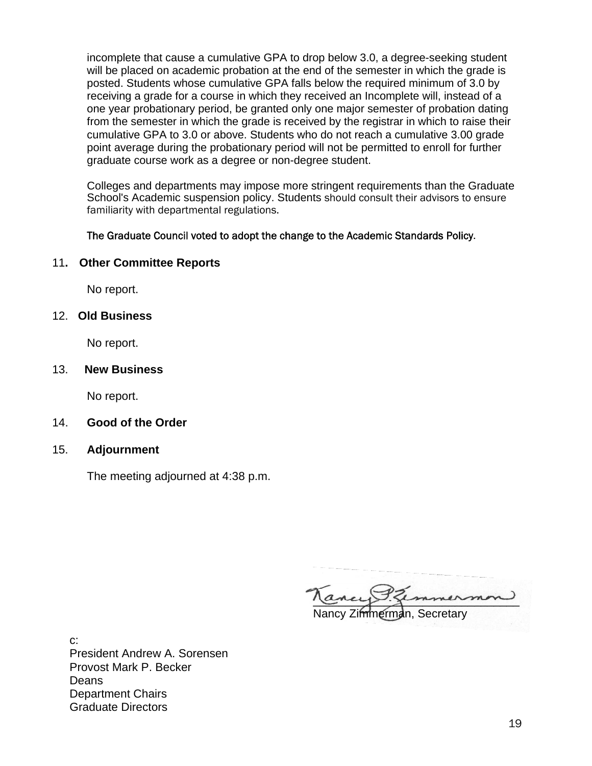incomplete that cause a cumulative GPA to drop below 3.0, a degree-seeking student will be placed on academic probation at the end of the semester in which the grade is posted. Students whose cumulative GPA falls below the required minimum of 3.0 by receiving a grade for a course in which they received an Incomplete will, instead of a one year probationary period, be granted only one major semester of probation dating from the semester in which the grade is received by the registrar in which to raise their cumulative GPA to 3.0 or above. Students who do not reach a cumulative 3.00 grade point average during the probationary period will not be permitted to enroll for further graduate course work as a degree or non-degree student.

Colleges and departments may impose more stringent requirements than the Graduate School's Academic suspension policy. Students should consult their advisors to ensure familiarity with departmental regulations.

The Graduate Council voted to adopt the change to the Academic Standards Policy.

11. **Other Committee Reports**

No report.

12. **Old Business**

No report.

13. **New Business**

No report.

14. **Good of the Order**

15. **Adjournment**

The meeting adjourned at 4:38 p.m.

Nancy Zimmerman, Secretary

c:
President Andrew A. Sorensen
Provost Mark P. Becker
Deans
Department Chairs
Graduate Directors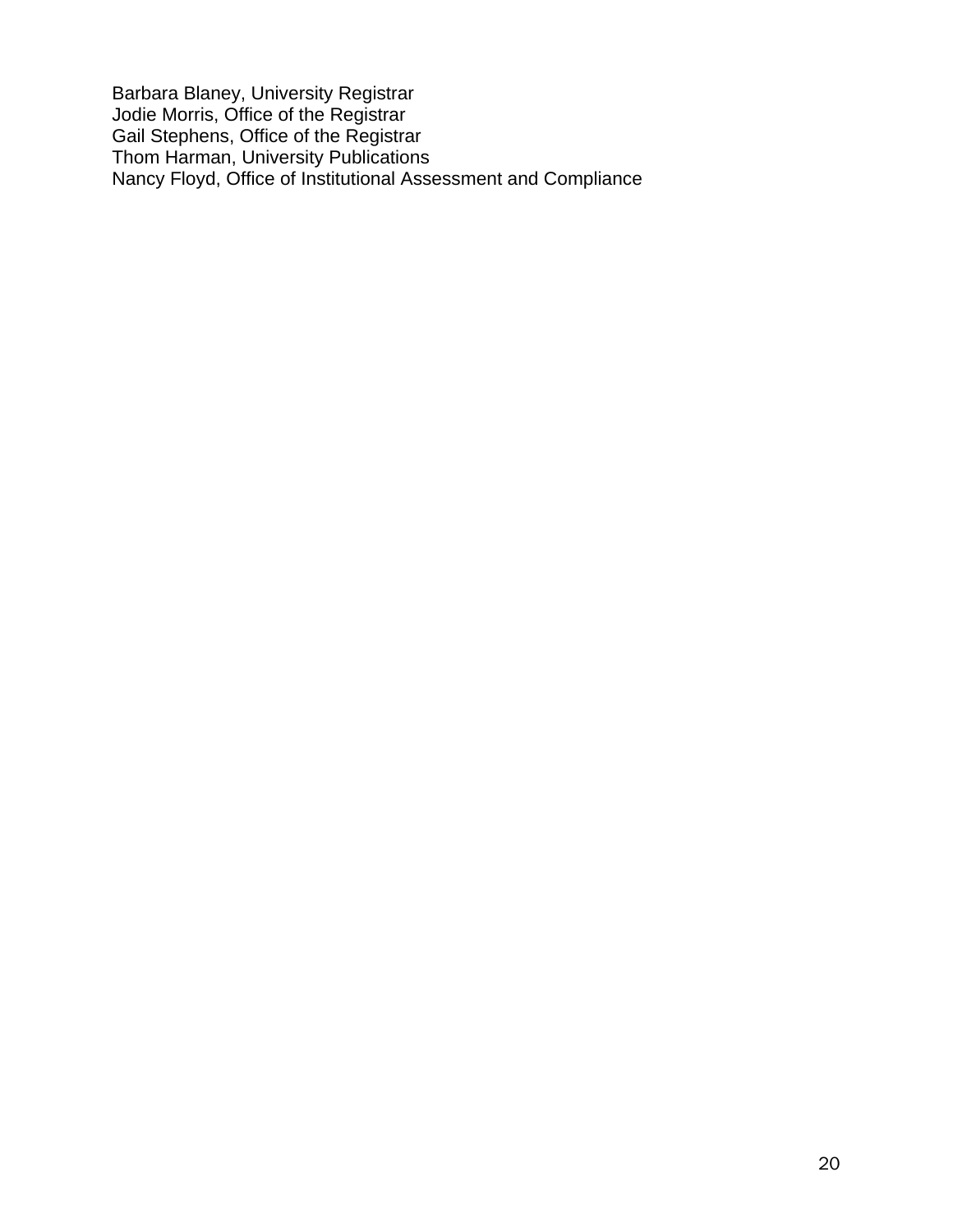Barbara Blaney, University Registrar
Jodie Morris, Office of the Registrar
Gail Stephens, Office of the Registrar
Thom Harman, University Publications
Nancy Floyd, Office of Institutional Assessment and Compliance